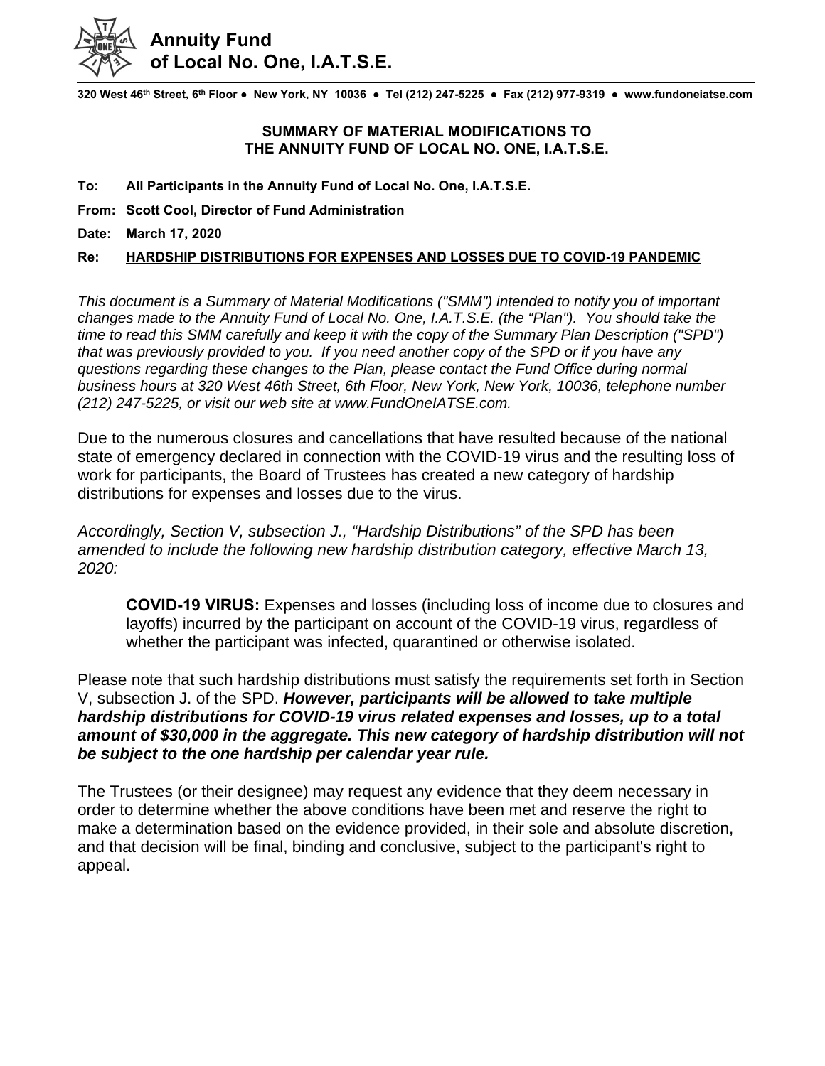# Annuity Fund of Local No. One, I.A.T.S.E.

**320 West 46th Street, 6th Floor ● New York, NY 10036 ● Tel (212) 247-5225 ● Fax (212) 977-9319 ● www.fundoneiatse.com**

## SUMMARY OF MATERIAL MODIFICATIONS TO THE ANNUITY FUND OF LOCAL NO. ONE, I.A.T.S.E.

**To: All Participants in the Annuity Fund of Local No. One, I.A.T.S.E.**

**From: Scott Cool, Director of Fund Administration**

**Date: March 17, 2020**

**Re: HARDSHIP DISTRIBUTIONS FOR EXPENSES AND LOSSES DUE TO COVID-19 PANDEMIC**

*This document is a Summary of Material Modifications ("SMM") intended to notify you of important changes made to the Annuity Fund of Local No. One, I.A.T.S.E. (the "Plan"). You should take the time to read this SMM carefully and keep it with the copy of the Summary Plan Description ("SPD") that was previously provided to you. If you need another copy of the SPD or if you have any questions regarding these changes to the Plan, please contact the Fund Office during normal business hours at 320 West 46th Street, 6th Floor, New York, New York, 10036, telephone number (212) 247-5225, or visit our web site at www.FundOneIATSE.com.*

Due to the numerous closures and cancellations that have resulted because of the national state of emergency declared in connection with the COVID-19 virus and the resulting loss of work for participants, the Board of Trustees has created a new category of hardship distributions for expenses and losses due to the virus.

*Accordingly, Section V, subsection J., "Hardship Distributions" of the SPD has been amended to include the following new hardship distribution category, effective March 13, 2020:*

> **COVID-19 VIRUS:** Expenses and losses (including loss of income due to closures and layoffs) incurred by the participant on account of the COVID-19 virus, regardless of whether the participant was infected, quarantined or otherwise isolated.

Please note that such hardship distributions must satisfy the requirements set forth in Section V, subsection J. of the SPD. ***However, participants will be allowed to take multiple hardship distributions for COVID-19 virus related expenses and losses, up to a total amount of $30,000 in the aggregate. This new category of hardship distribution will not be subject to the one hardship per calendar year rule.***

The Trustees (or their designee) may request any evidence that they deem necessary in order to determine whether the above conditions have been met and reserve the right to make a determination based on the evidence provided, in their sole and absolute discretion, and that decision will be final, binding and conclusive, subject to the participant's right to appeal.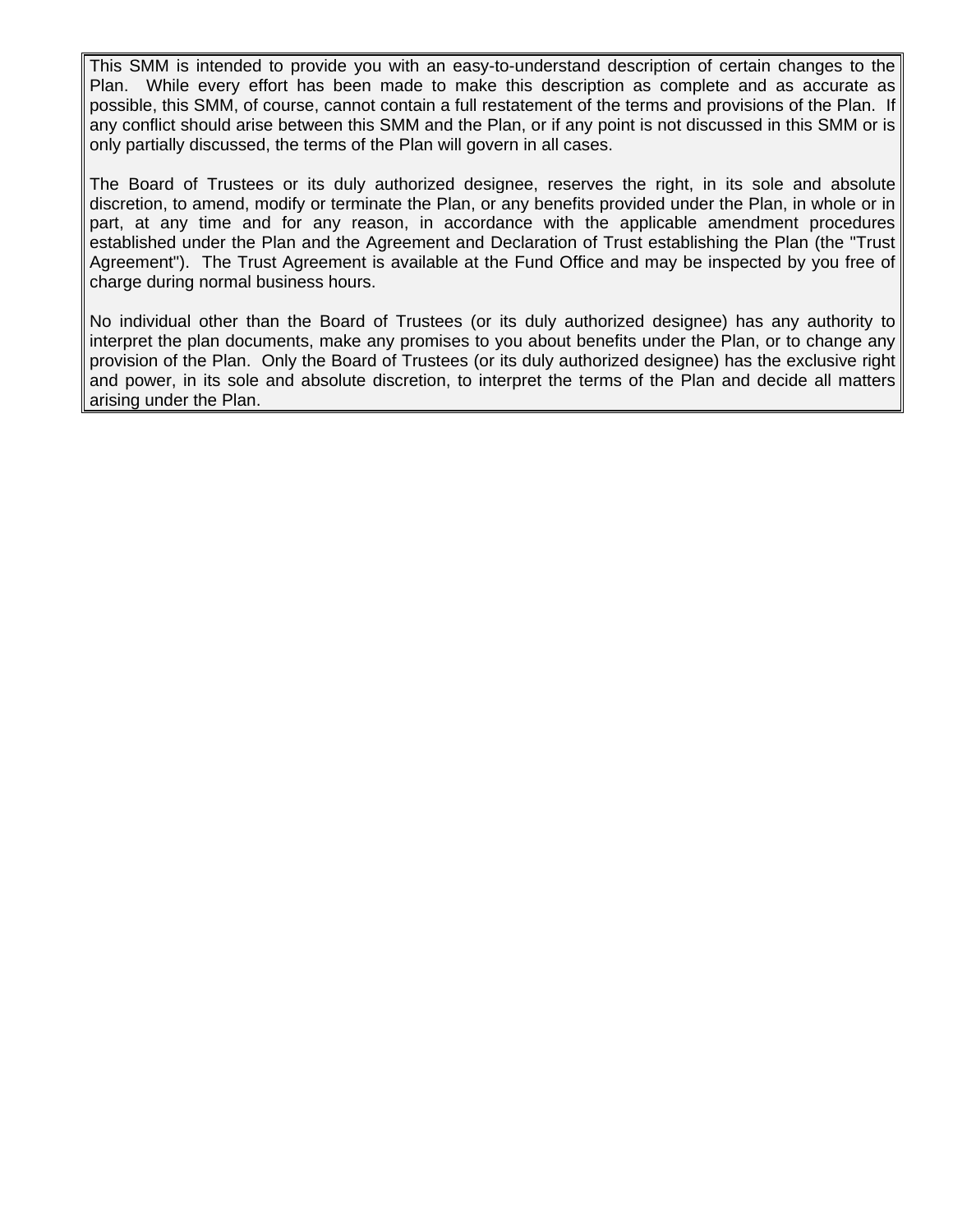This SMM is intended to provide you with an easy-to-understand description of certain changes to the Plan. While every effort has been made to make this description as complete and as accurate as possible, this SMM, of course, cannot contain a full restatement of the terms and provisions of the Plan. If any conflict should arise between this SMM and the Plan, or if any point is not discussed in this SMM or is only partially discussed, the terms of the Plan will govern in all cases.

The Board of Trustees or its duly authorized designee, reserves the right, in its sole and absolute discretion, to amend, modify or terminate the Plan, or any benefits provided under the Plan, in whole or in part, at any time and for any reason, in accordance with the applicable amendment procedures established under the Plan and the Agreement and Declaration of Trust establishing the Plan (the "Trust Agreement"). The Trust Agreement is available at the Fund Office and may be inspected by you free of charge during normal business hours.

No individual other than the Board of Trustees (or its duly authorized designee) has any authority to interpret the plan documents, make any promises to you about benefits under the Plan, or to change any provision of the Plan. Only the Board of Trustees (or its duly authorized designee) has the exclusive right and power, in its sole and absolute discretion, to interpret the terms of the Plan and decide all matters arising under the Plan.